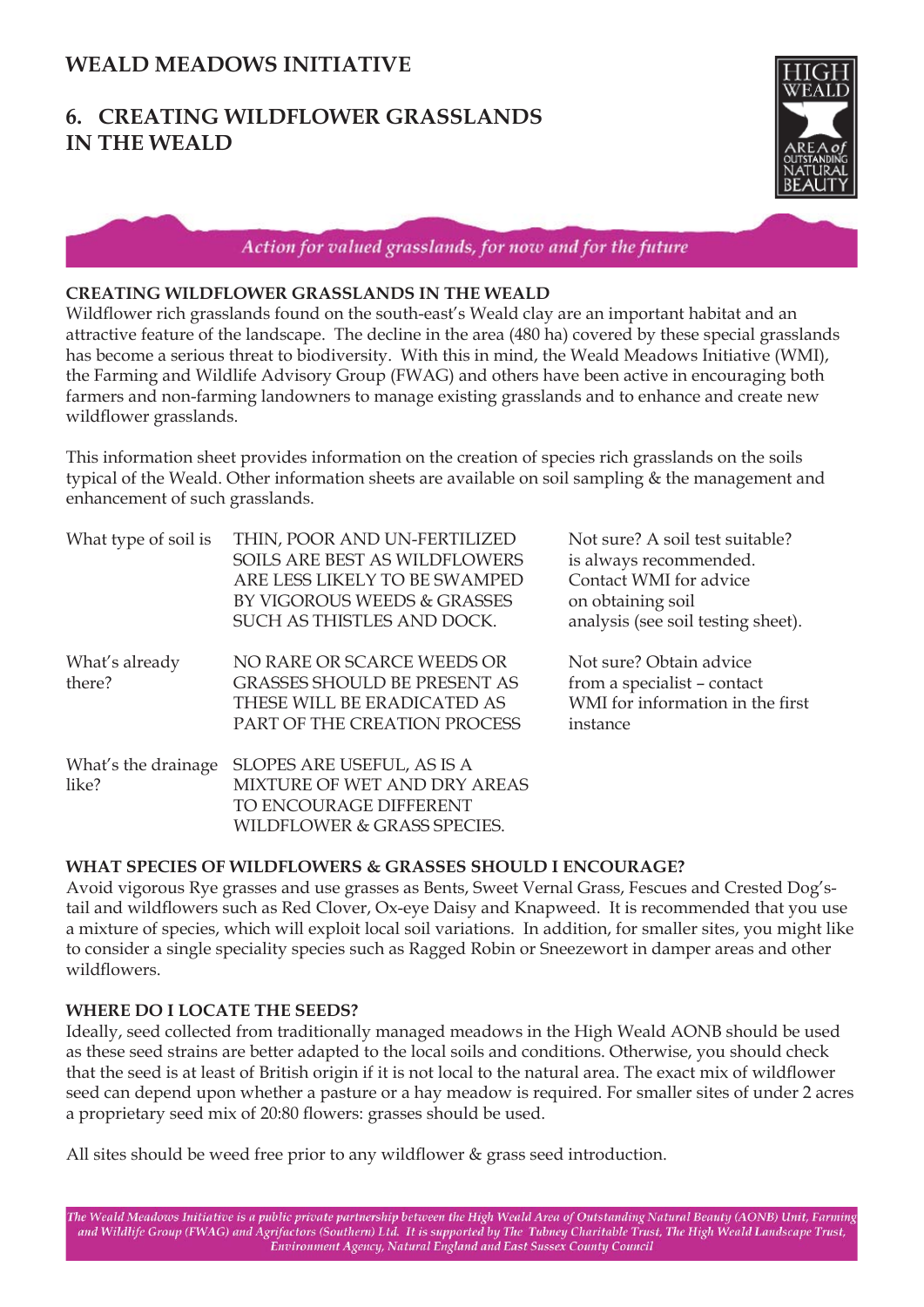# WEALD MEADOWS INITIATIVE

## 6. CREATING WILDFLOWER GRASSLANDS IN THE WEALD

*Action for valued grasslands, for now and for the future*

### CREATING WILDFLOWER GRASSLANDS IN THE WEALD

Wildflower rich grasslands found on the south-east's Weald clay are an important habitat and an attractive feature of the landscape. The decline in the area (480 ha) covered by these special grasslands has become a serious threat to biodiversity. With this in mind, the Weald Meadows Initiative (WMI), the Farming and Wildlife Advisory Group (FWAG) and others have been active in encouraging both farmers and non-farming landowners to manage existing grasslands and to enhance and create new wildflower grasslands.

This information sheet provides information on the creation of species rich grasslands on the soils typical of the Weald. Other information sheets are available on soil sampling & the management and enhancement of such grasslands.

| | | |
|---|---|---|
| What type of soil is | THIN, POOR AND UN-FERTILIZED SOILS ARE BEST AS WILDFLOWERS ARE LESS LIKELY TO BE SWAMPED BY VIGOROUS WEEDS & GRASSES SUCH AS THISTLES AND DOCK. | Not sure? A soil test suitable? is always recommended. Contact WMI for advice on obtaining soil analysis (see soil testing sheet). |
| What's already there? | NO RARE OR SCARCE WEEDS OR GRASSES SHOULD BE PRESENT AS THESE WILL BE ERADICATED AS PART OF THE CREATION PROCESS | Not sure? Obtain advice from a specialist – contact WMI for information in the first instance |
| What's the drainage like? | SLOPES ARE USEFUL, AS IS A MIXTURE OF WET AND DRY AREAS TO ENCOURAGE DIFFERENT WILDFLOWER & GRASS SPECIES. | |

### WHAT SPECIES OF WILDFLOWERS & GRASSES SHOULD I ENCOURAGE?

Avoid vigorous Rye grasses and use grasses as Bents, Sweet Vernal Grass, Fescues and Crested Dog's-tail and wildflowers such as Red Clover, Ox-eye Daisy and Knapweed. It is recommended that you use a mixture of species, which will exploit local soil variations. In addition, for smaller sites, you might like to consider a single speciality species such as Ragged Robin or Sneezewort in damper areas and other wildflowers.

### WHERE DO I LOCATE THE SEEDS?

Ideally, seed collected from traditionally managed meadows in the High Weald AONB should be used as these seed strains are better adapted to the local soils and conditions. Otherwise, you should check that the seed is at least of British origin if it is not local to the natural area. The exact mix of wildflower seed can depend upon whether a pasture or a hay meadow is required. For smaller sites of under 2 acres a proprietary seed mix of 20:80 flowers: grasses should be used.

All sites should be weed free prior to any wildflower & grass seed introduction.

*The Weald Meadows Initiative is a public private partnership between the High Weald Area of Outstanding Natural Beauty (AONB) Unit, Farming and Wildlife Group (FWAG) and Agrifactors (Southern) Ltd. It is supported by The Tubney Charitable Trust, The High Weald Landscape Trust, Environment Agency, Natural England and East Sussex County Council*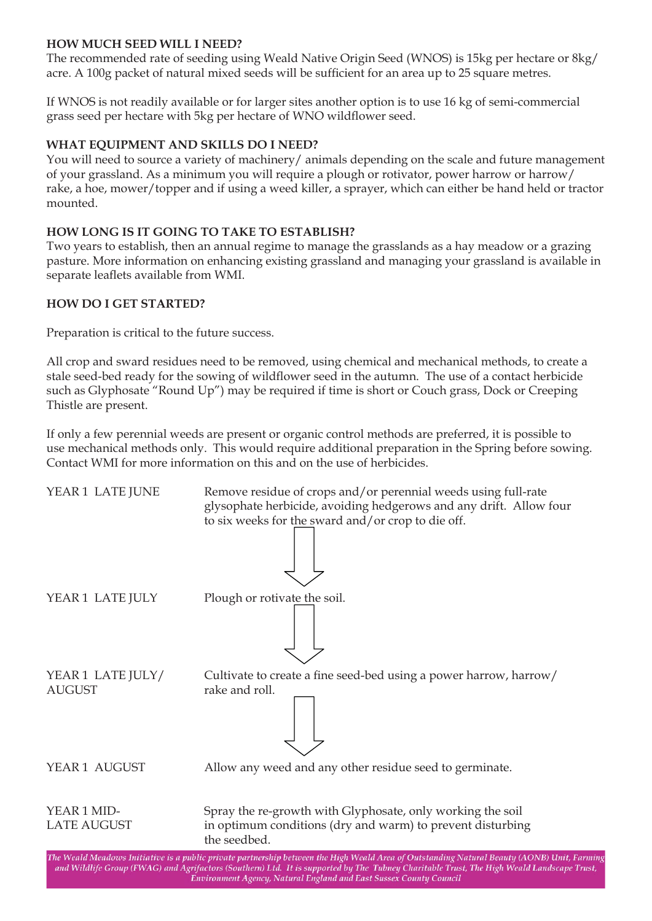**HOW MUCH SEED WILL I NEED?**

The recommended rate of seeding using Weald Native Origin Seed (WNOS) is 15kg per hectare or 8kg/ acre. A 100g packet of natural mixed seeds will be sufficient for an area up to 25 square metres.

If WNOS is not readily available or for larger sites another option is to use 16 kg of semi-commercial grass seed per hectare with 5kg per hectare of WNO wildflower seed.

**WHAT EQUIPMENT AND SKILLS DO I NEED?**

You will need to source a variety of machinery/ animals depending on the scale and future management of your grassland. As a minimum you will require a plough or rotivator, power harrow or harrow/ rake, a hoe, mower/topper and if using a weed killer, a sprayer, which can either be hand held or tractor mounted.

**HOW LONG IS IT GOING TO TAKE TO ESTABLISH?**

Two years to establish, then an annual regime to manage the grasslands as a hay meadow or a grazing pasture. More information on enhancing existing grassland and managing your grassland is available in separate leaflets available from WMI.

**HOW DO I GET STARTED?**

Preparation is critical to the future success.

All crop and sward residues need to be removed, using chemical and mechanical methods, to create a stale seed-bed ready for the sowing of wildflower seed in the autumn. The use of a contact herbicide such as Glyphosate "Round Up") may be required if time is short or Couch grass, Dock or Creeping Thistle are present.

If only a few perennial weeds are present or organic control methods are preferred, it is possible to use mechanical methods only. This would require additional preparation in the Spring before sowing. Contact WMI for more information on this and on the use of herbicides.

YEAR 1 LATE JUNE — Remove residue of crops and/or perennial weeds using full-rate glysophate herbicide, avoiding hedgerows and any drift. Allow four to six weeks for the sward and/or crop to die off.

↓

YEAR 1 LATE JULY — Plough or rotivate the soil.

↓

YEAR 1 LATE JULY/ AUGUST — Cultivate to create a fine seed-bed using a power harrow, harrow/ rake and roll.

↓

YEAR 1 AUGUST — Allow any weed and any other residue seed to germinate.

YEAR 1 MID-LATE AUGUST — Spray the re-growth with Glyphosate, only working the soil in optimum conditions (dry and warm) to prevent disturbing the seedbed.

*The Weald Meadows Initiative is a public private partnership between the High Weald Area of Outstanding Natural Beauty (AONB) Unit, Farming and Wildlife Group (FWAG) and Agrifactors (Southern) Ltd. It is supported by The Tubney Charitable Trust, The High Weald Landscape Trust, Environment Agency, Natural England and East Sussex County Council*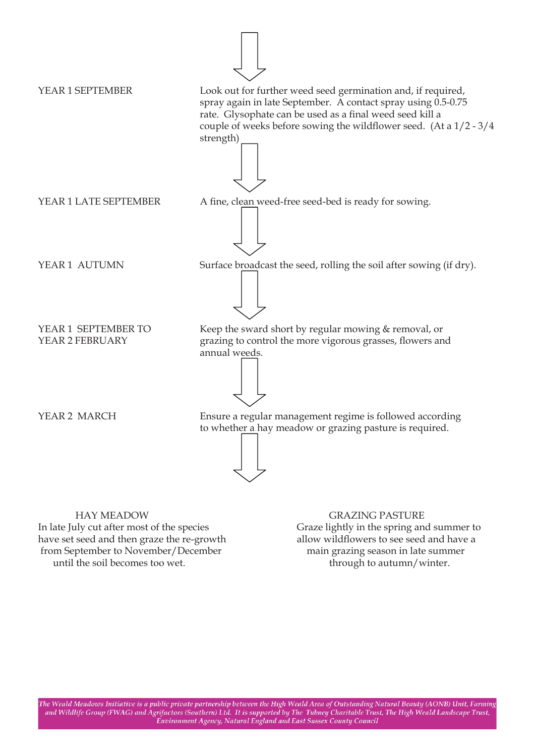| | |
|---|---|
| YEAR 1 SEPTEMBER | Look out for further weed seed germination and, if required, spray again in late September. A contact spray using 0.5-0.75 rate. Glysophate can be used as a final weed seed kill a couple of weeks before sowing the wildflower seed. (At a 1/2 - 3/4 strength) |
| YEAR 1 LATE SEPTEMBER | A fine, clean weed-free seed-bed is ready for sowing. |
| YEAR 1 AUTUMN | Surface broadcast the seed, rolling the soil after sowing (if dry). |
| YEAR 1 SEPTEMBER TO YEAR 2 FEBRUARY | Keep the sward short by regular mowing & removal, or grazing to control the more vigorous grasses, flowers and annual weeds. |
| YEAR 2 MARCH | Ensure a regular management regime is followed according to whether a hay meadow or grazing pasture is required. |

**HAY MEADOW**

In late July cut after most of the species have set seed and then graze the re-growth from September to November/December until the soil becomes too wet.

**GRAZING PASTURE**

Graze lightly in the spring and summer to allow wildflowers to see seed and have a main grazing season in late summer through to autumn/winter.

*The Weald Meadows Initiative is a public private partnership between the High Weald Area of Outstanding Natural Beauty (AONB) Unit, Farming and Wildlife Group (FWAG) and Agrifactors (Southern) Ltd. It is supported by The Tubney Charitable Trust, The High Weald Landscape Trust, Environment Agency, Natural England and East Sussex County Council*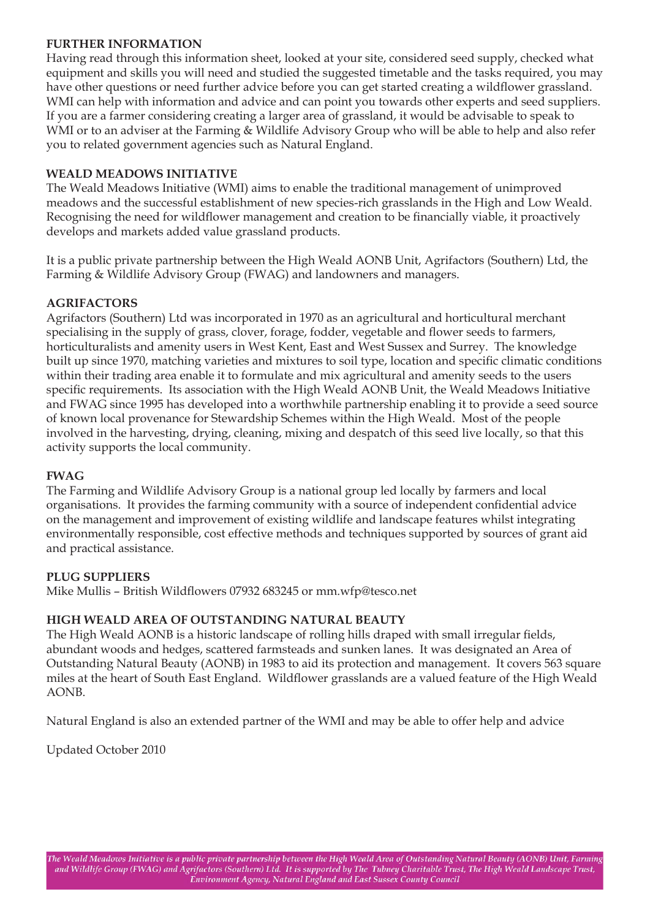## FURTHER INFORMATION

Having read through this information sheet, looked at your site, considered seed supply, checked what equipment and skills you will need and studied the suggested timetable and the tasks required, you may have other questions or need further advice before you can get started creating a wildflower grassland. WMI can help with information and advice and can point you towards other experts and seed suppliers. If you are a farmer considering creating a larger area of grassland, it would be advisable to speak to WMI or to an adviser at the Farming & Wildlife Advisory Group who will be able to help and also refer you to related government agencies such as Natural England.

## WEALD MEADOWS INITIATIVE

The Weald Meadows Initiative (WMI) aims to enable the traditional management of unimproved meadows and the successful establishment of new species-rich grasslands in the High and Low Weald. Recognising the need for wildflower management and creation to be financially viable, it proactively develops and markets added value grassland products.

It is a public private partnership between the High Weald AONB Unit, Agrifactors (Southern) Ltd, the Farming & Wildlife Advisory Group (FWAG) and landowners and managers.

## AGRIFACTORS

Agrifactors (Southern) Ltd was incorporated in 1970 as an agricultural and horticultural merchant specialising in the supply of grass, clover, forage, fodder, vegetable and flower seeds to farmers, horticulturalists and amenity users in West Kent, East and West Sussex and Surrey. The knowledge built up since 1970, matching varieties and mixtures to soil type, location and specific climatic conditions within their trading area enable it to formulate and mix agricultural and amenity seeds to the users specific requirements. Its association with the High Weald AONB Unit, the Weald Meadows Initiative and FWAG since 1995 has developed into a worthwhile partnership enabling it to provide a seed source of known local provenance for Stewardship Schemes within the High Weald. Most of the people involved in the harvesting, drying, cleaning, mixing and despatch of this seed live locally, so that this activity supports the local community.

## FWAG

The Farming and Wildlife Advisory Group is a national group led locally by farmers and local organisations. It provides the farming community with a source of independent confidential advice on the management and improvement of existing wildlife and landscape features whilst integrating environmentally responsible, cost effective methods and techniques supported by sources of grant aid and practical assistance.

## PLUG SUPPLIERS

Mike Mullis – British Wildflowers 07932 683245 or mm.wfp@tesco.net

## HIGH WEALD AREA OF OUTSTANDING NATURAL BEAUTY

The High Weald AONB is a historic landscape of rolling hills draped with small irregular fields, abundant woods and hedges, scattered farmsteads and sunken lanes. It was designated an Area of Outstanding Natural Beauty (AONB) in 1983 to aid its protection and management. It covers 563 square miles at the heart of South East England. Wildflower grasslands are a valued feature of the High Weald AONB.

Natural England is also an extended partner of the WMI and may be able to offer help and advice

Updated October 2010

*The Weald Meadows Initiative is a public private partnership between the High Weald Area of Outstanding Natural Beauty (AONB) Unit, Farming and Wildlife Group (FWAG) and Agrifactors (Southern) Ltd. It is supported by The Tubney Charitable Trust, The High Weald Landscape Trust, Environment Agency, Natural England and East Sussex County Council*